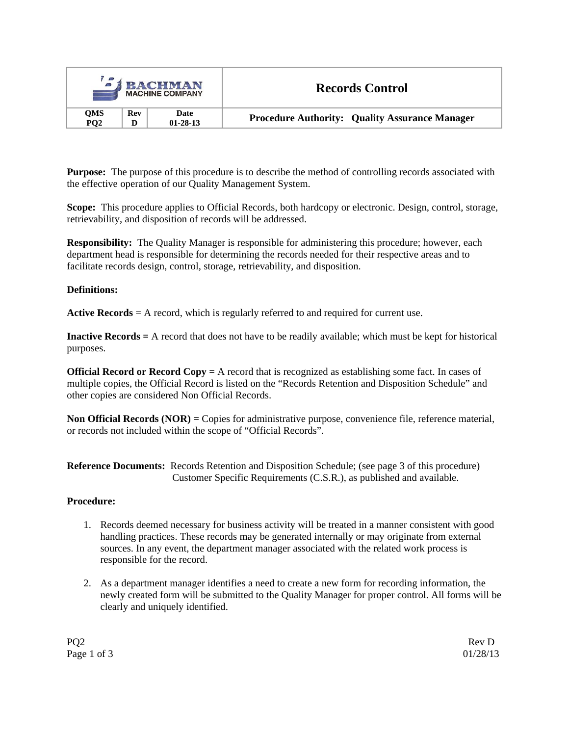| BACHMAN MACHINE COMPANY | | | Records Control |
|---|---|---|---|
| **QMS PQ2** | **Rev D** | **Date 01-28-13** | **Procedure Authority: Quality Assurance Manager** |

**Purpose:** The purpose of this procedure is to describe the method of controlling records associated with the effective operation of our Quality Management System.

**Scope:** This procedure applies to Official Records, both hardcopy or electronic. Design, control, storage, retrievability, and disposition of records will be addressed.

**Responsibility:** The Quality Manager is responsible for administering this procedure; however, each department head is responsible for determining the records needed for their respective areas and to facilitate records design, control, storage, retrievability, and disposition.

**Definitions:**

**Active Records** = A record, which is regularly referred to and required for current use.

**Inactive Records =** A record that does not have to be readily available; which must be kept for historical purposes.

**Official Record or Record Copy =** A record that is recognized as establishing some fact. In cases of multiple copies, the Official Record is listed on the "Records Retention and Disposition Schedule" and other copies are considered Non Official Records.

**Non Official Records (NOR) =** Copies for administrative purpose, convenience file, reference material, or records not included within the scope of "Official Records".

**Reference Documents:** Records Retention and Disposition Schedule; (see page 3 of this procedure)
Customer Specific Requirements (C.S.R.), as published and available.

**Procedure:**

1. Records deemed necessary for business activity will be treated in a manner consistent with good handling practices. These records may be generated internally or may originate from external sources. In any event, the department manager associated with the related work process is responsible for the record.

2. As a department manager identifies a need to create a new form for recording information, the newly created form will be submitted to the Quality Manager for proper control. All forms will be clearly and uniquely identified.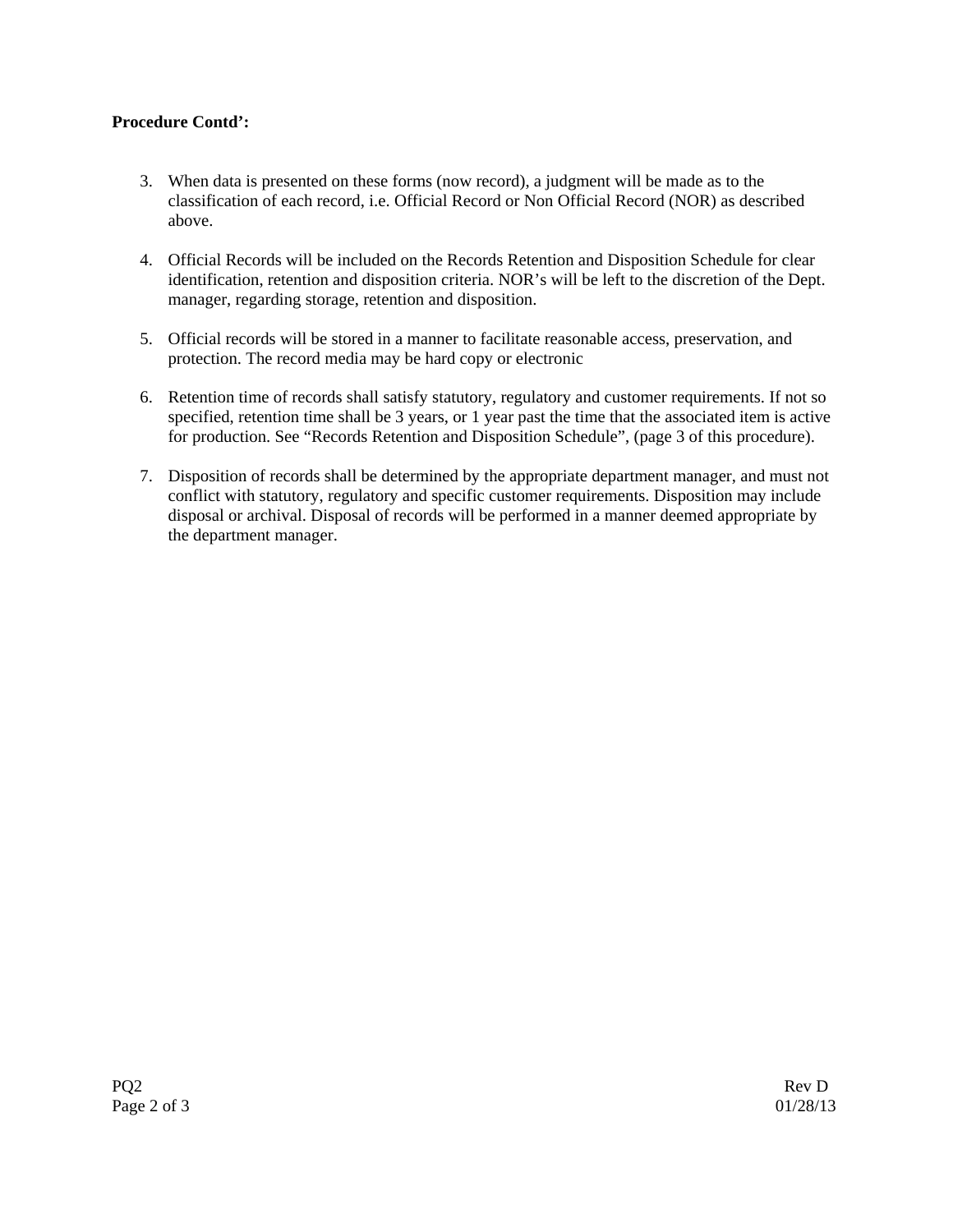**Procedure Contd':**

3. When data is presented on these forms (now record), a judgment will be made as to the classification of each record, i.e. Official Record or Non Official Record (NOR) as described above.

4. Official Records will be included on the Records Retention and Disposition Schedule for clear identification, retention and disposition criteria. NOR's will be left to the discretion of the Dept. manager, regarding storage, retention and disposition.

5. Official records will be stored in a manner to facilitate reasonable access, preservation, and protection. The record media may be hard copy or electronic

6. Retention time of records shall satisfy statutory, regulatory and customer requirements. If not so specified, retention time shall be 3 years, or 1 year past the time that the associated item is active for production. See "Records Retention and Disposition Schedule", (page 3 of this procedure).

7. Disposition of records shall be determined by the appropriate department manager, and must not conflict with statutory, regulatory and specific customer requirements. Disposition may include disposal or archival. Disposal of records will be performed in a manner deemed appropriate by the department manager.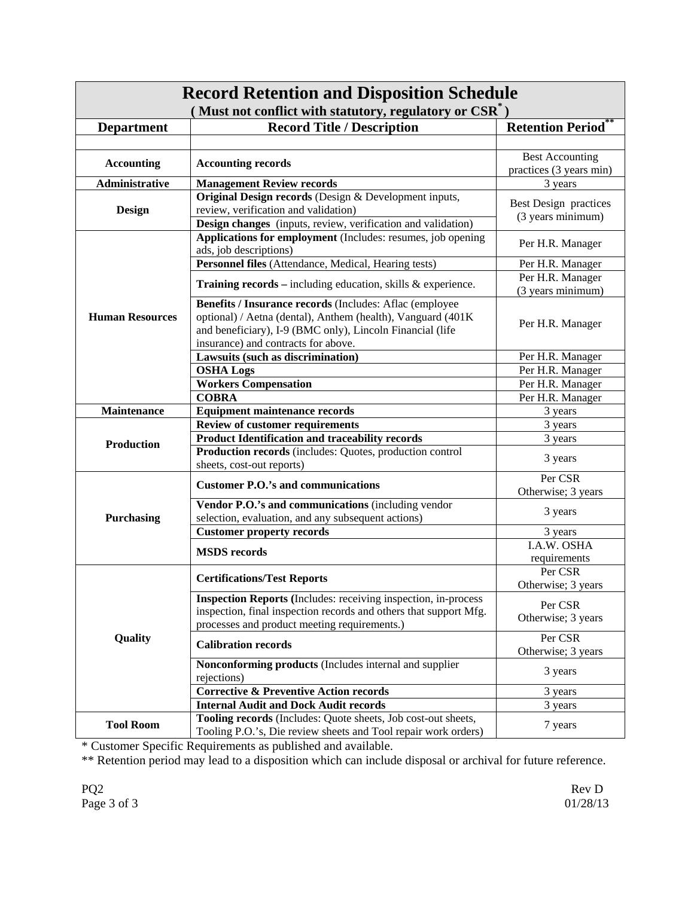# Record Retention and Disposition Schedule

**( Must not conflict with statutory, regulatory or CSR[*] )**

| Department | Record Title / Description | Retention Period[**] |
|---|---|---|
| | | |
| **Accounting** | **Accounting records** | Best Accounting practices (3 years min) |
| **Administrative** | **Management Review records** | 3 years |
| **Design** | **Original Design records** (Design & Development inputs, review, verification and validation) | Best Design practices (3 years minimum) |
| | **Design changes** (inputs, review, verification and validation) | |
| **Human Resources** | **Applications for employment** (Includes: resumes, job opening ads, job descriptions) | Per H.R. Manager |
| | **Personnel files** (Attendance, Medical, Hearing tests) | Per H.R. Manager |
| | **Training records –** including education, skills & experience. | Per H.R. Manager (3 years minimum) |
| | **Benefits / Insurance records** (Includes: Aflac (employee optional) / Aetna (dental), Anthem (health), Vanguard (401K and beneficiary), I-9 (BMC only), Lincoln Financial (life insurance) and contracts for above. | Per H.R. Manager |
| | **Lawsuits (such as discrimination)** | Per H.R. Manager |
| | **OSHA Logs** | Per H.R. Manager |
| | **Workers Compensation** | Per H.R. Manager |
| | **COBRA** | Per H.R. Manager |
| **Maintenance** | **Equipment maintenance records** | 3 years |
| **Production** | **Review of customer requirements** | 3 years |
| | **Product Identification and traceability records** | 3 years |
| | **Production records** (includes: Quotes, production control sheets, cost-out reports) | 3 years |
| **Purchasing** | **Customer P.O.'s and communications** | Per CSR Otherwise; 3 years |
| | **Vendor P.O.'s and communications** (including vendor selection, evaluation, and any subsequent actions) | 3 years |
| | **Customer property records** | 3 years |
| | **MSDS records** | I.A.W. OSHA requirements |
| **Quality** | **Certifications/Test Reports** | Per CSR Otherwise; 3 years |
| | **Inspection Reports (**Includes: receiving inspection, in-process inspection, final inspection records and others that support Mfg. processes and product meeting requirements.) | Per CSR Otherwise; 3 years |
| | **Calibration records** | Per CSR Otherwise; 3 years |
| | **Nonconforming products** (Includes internal and supplier rejections) | 3 years |
| | **Corrective & Preventive Action records** | 3 years |
| | **Internal Audit and Dock Audit records** | 3 years |
| **Tool Room** | **Tooling records** (Includes: Quote sheets, Job cost-out sheets, Tooling P.O.'s, Die review sheets and Tool repair work orders) | 7 years |

\* Customer Specific Requirements as published and available.

** Retention period may lead to a disposition which can include disposal or archival for future reference.

PQ2 Rev D 01/28/13